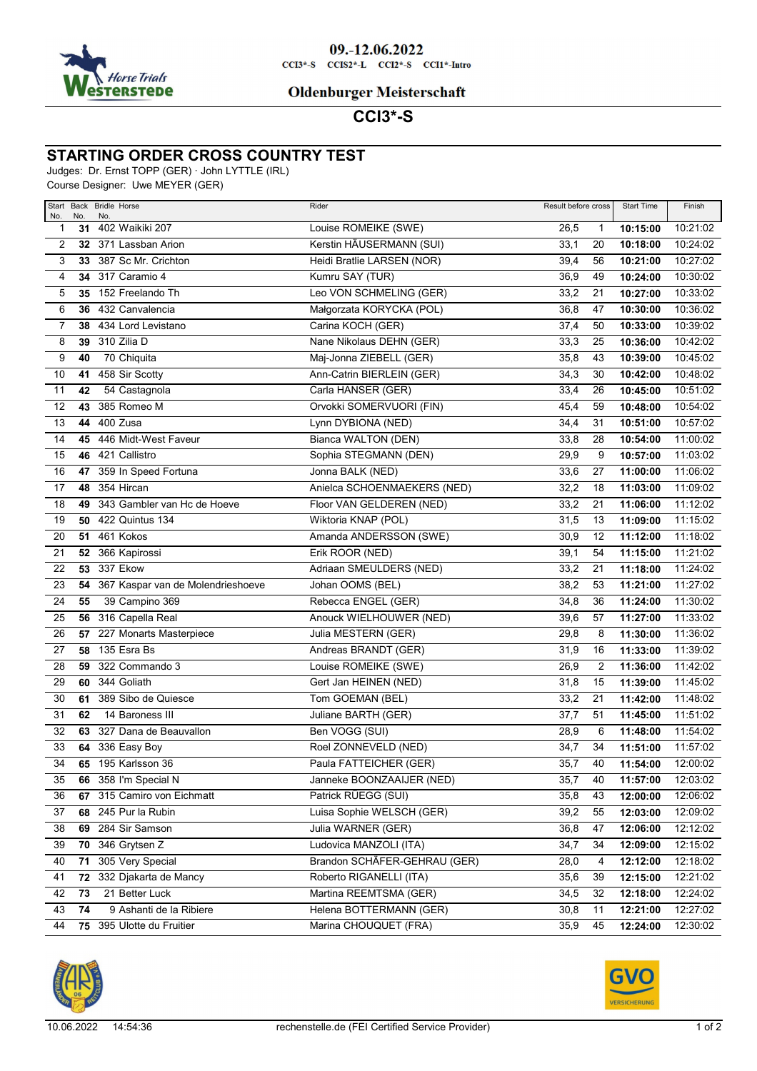09.-12.06.2022

CCI3*-S CCIS2*-L CCI2*-S CCI1*-Intro

Oldenburger Meisterschaft

# CCI3*-S

## STARTING ORDER CROSS COUNTRY TEST

Judges: Dr. Ernst TOPP (GER) · John LYTTLE (IRL)
Course Designer: Uwe MEYER (GER)

| Start No. | Back No. | Bridle No. | Horse | Rider | Result before cross | | Start Time | Finish |
|---|---|---|---|---|---|---|---|---|
| 1 | **31** | 402 | Waikiki 207 | Louise ROMEIKE (SWE) | 26,5 | 1 | **10:15:00** | 10:21:02 |
| 2 | **32** | 371 | Lassban Arion | Kerstin HÄUSERMANN (SUI) | 33,1 | 20 | **10:18:00** | 10:24:02 |
| 3 | **33** | 387 | Sc Mr. Crichton | Heidi Bratlie LARSEN (NOR) | 39,4 | 56 | **10:21:00** | 10:27:02 |
| 4 | **34** | 317 | Caramio 4 | Kumru SAY (TUR) | 36,9 | 49 | **10:24:00** | 10:30:02 |
| 5 | **35** | 152 | Freelando Th | Leo VON SCHMELING (GER) | 33,2 | 21 | **10:27:00** | 10:33:02 |
| 6 | **36** | 432 | Canvalencia | Małgorzata KORYCKA (POL) | 36,8 | 47 | **10:30:00** | 10:36:02 |
| 7 | **38** | 434 | Lord Levistano | Carina KOCH (GER) | 37,4 | 50 | **10:33:00** | 10:39:02 |
| 8 | **39** | 310 | Zilia D | Nane Nikolaus DEHN (GER) | 33,3 | 25 | **10:36:00** | 10:42:02 |
| 9 | **40** | 70 | Chiquita | Maj-Jonna ZIEBELL (GER) | 35,8 | 43 | **10:39:00** | 10:45:02 |
| 10 | **41** | 458 | Sir Scotty | Ann-Catrin BIERLEIN (GER) | 34,3 | 30 | **10:42:00** | 10:48:02 |
| 11 | **42** | 54 | Castagnola | Carla HANSER (GER) | 33,4 | 26 | **10:45:00** | 10:51:02 |
| 12 | **43** | 385 | Romeo M | Orvokki SOMERVUORI (FIN) | 45,4 | 59 | **10:48:00** | 10:54:02 |
| 13 | **44** | 400 | Zusa | Lynn DYBIONA (NED) | 34,4 | 31 | **10:51:00** | 10:57:02 |
| 14 | **45** | 446 | Midt-West Faveur | Bianca WALTON (DEN) | 33,8 | 28 | **10:54:00** | 11:00:02 |
| 15 | **46** | 421 | Callistro | Sophia STEGMANN (DEN) | 29,9 | 9 | **10:57:00** | 11:03:02 |
| 16 | **47** | 359 | In Speed Fortuna | Jonna BALK (NED) | 33,6 | 27 | **11:00:00** | 11:06:02 |
| 17 | **48** | 354 | Hircan | Anielca SCHOENMAEKERS (NED) | 32,2 | 18 | **11:03:00** | 11:09:02 |
| 18 | **49** | 343 | Gambler van Hc de Hoeve | Floor VAN GELDEREN (NED) | 33,2 | 21 | **11:06:00** | 11:12:02 |
| 19 | **50** | 422 | Quintus 134 | Wiktoria KNAP (POL) | 31,5 | 13 | **11:09:00** | 11:15:02 |
| 20 | **51** | 461 | Kokos | Amanda ANDERSSON (SWE) | 30,9 | 12 | **11:12:00** | 11:18:02 |
| 21 | **52** | 366 | Kapirossi | Erik ROOR (NED) | 39,1 | 54 | **11:15:00** | 11:21:02 |
| 22 | **53** | 337 | Ekow | Adriaan SMEULDERS (NED) | 33,2 | 21 | **11:18:00** | 11:24:02 |
| 23 | **54** | 367 | Kaspar van de Molendrieshoeve | Johan OOMS (BEL) | 38,2 | 53 | **11:21:00** | 11:27:02 |
| 24 | **55** | 39 | Campino 369 | Rebecca ENGEL (GER) | 34,8 | 36 | **11:24:00** | 11:30:02 |
| 25 | **56** | 316 | Capella Real | Anouck WIELHOUWER (NED) | 39,6 | 57 | **11:27:00** | 11:33:02 |
| 26 | **57** | 227 | Monarts Masterpiece | Julia MESTERN (GER) | 29,8 | 8 | **11:30:00** | 11:36:02 |
| 27 | **58** | 135 | Esra Bs | Andreas BRANDT (GER) | 31,9 | 16 | **11:33:00** | 11:39:02 |
| 28 | **59** | 322 | Commando 3 | Louise ROMEIKE (SWE) | 26,9 | 2 | **11:36:00** | 11:42:02 |
| 29 | **60** | 344 | Goliath | Gert Jan HEINEN (NED) | 31,8 | 15 | **11:39:00** | 11:45:02 |
| 30 | **61** | 389 | Sibo de Quiesce | Tom GOEMAN (BEL) | 33,2 | 21 | **11:42:00** | 11:48:02 |
| 31 | **62** | 14 | Baroness III | Juliane BARTH (GER) | 37,7 | 51 | **11:45:00** | 11:51:02 |
| 32 | **63** | 327 | Dana de Beauvallon | Ben VOGG (SUI) | 28,9 | 6 | **11:48:00** | 11:54:02 |
| 33 | **64** | 336 | Easy Boy | Roel ZONNEVELD (NED) | 34,7 | 34 | **11:51:00** | 11:57:02 |
| 34 | **65** | 195 | Karlsson 36 | Paula FATTEICHER (GER) | 35,7 | 40 | **11:54:00** | 12:00:02 |
| 35 | **66** | 358 | I'm Special N | Janneke BOONZAAIJER (NED) | 35,7 | 40 | **11:57:00** | 12:03:02 |
| 36 | **67** | 315 | Camiro von Eichmatt | Patrick RÜEGG (SUI) | 35,8 | 43 | **12:00:00** | 12:06:02 |
| 37 | **68** | 245 | Pur la Rubin | Luisa Sophie WELSCH (GER) | 39,2 | 55 | **12:03:00** | 12:09:02 |
| 38 | **69** | 284 | Sir Samson | Julia WARNER (GER) | 36,8 | 47 | **12:06:00** | 12:12:02 |
| 39 | **70** | 346 | Grytsen Z | Ludovica MANZOLI (ITA) | 34,7 | 34 | **12:09:00** | 12:15:02 |
| 40 | **71** | 305 | Very Special | Brandon SCHÄFER-GEHRAU (GER) | 28,0 | 4 | **12:12:00** | 12:18:02 |
| 41 | **72** | 332 | Djakarta de Mancy | Roberto RIGANELLI (ITA) | 35,6 | 39 | **12:15:00** | 12:21:02 |
| 42 | **73** | 21 | Better Luck | Martina REEMTSMA (GER) | 34,5 | 32 | **12:18:00** | 12:24:02 |
| 43 | **74** | 9 | Ashanti de la Ribiere | Helena BOTTERMANN (GER) | 30,8 | 11 | **12:21:00** | 12:27:02 |
| 44 | **75** | 395 | Ulotte du Fruitier | Marina CHOUQUET (FRA) | 35,9 | 45 | **12:24:00** | 12:30:02 |

10.06.2022 14:54:36 rechenstelle.de (FEI Certified Service Provider)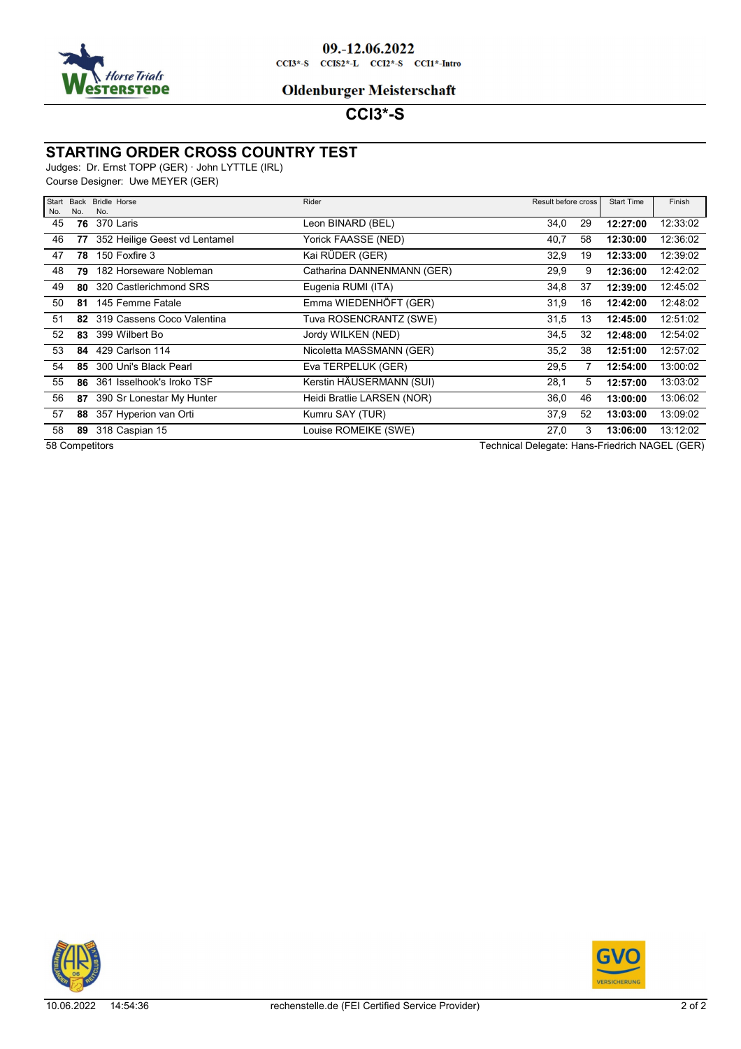09.-12.06.2022

CCI3*-S CCIS2*-L CCI2*-S CCI1*-Intro

Oldenburger Meisterschaft

# CCI3*-S

## STARTING ORDER CROSS COUNTRY TEST

Judges: Dr. Ernst TOPP (GER) · John LYTTLE (IRL)
Course Designer: Uwe MEYER (GER)

| Start No. | Back No. | Bridle No. | Horse | Rider | Result before cross | | Start Time | Finish |
|---|---|---|---|---|---|---|---|---|
| 45 | **76** | 370 | Laris | Leon BINARD (BEL) | 34,0 | 29 | **12:27:00** | 12:33:02 |
| 46 | **77** | 352 | Heilige Geest vd Lentamel | Yorick FAASSE (NED) | 40,7 | 58 | **12:30:00** | 12:36:02 |
| 47 | **78** | 150 | Foxfire 3 | Kai RÜDER (GER) | 32,9 | 19 | **12:33:00** | 12:39:02 |
| 48 | **79** | 182 | Horseware Nobleman | Catharina DANNENMANN (GER) | 29,9 | 9 | **12:36:00** | 12:42:02 |
| 49 | **80** | 320 | Castlerichmond SRS | Eugenia RUMI (ITA) | 34,8 | 37 | **12:39:00** | 12:45:02 |
| 50 | **81** | 145 | Femme Fatale | Emma WIEDENHÖFT (GER) | 31,9 | 16 | **12:42:00** | 12:48:02 |
| 51 | **82** | 319 | Cassens Coco Valentina | Tuva ROSENCRANTZ (SWE) | 31,5 | 13 | **12:45:00** | 12:51:02 |
| 52 | **83** | 399 | Wilbert Bo | Jordy WILKEN (NED) | 34,5 | 32 | **12:48:00** | 12:54:02 |
| 53 | **84** | 429 | Carlson 114 | Nicoletta MASSMANN (GER) | 35,2 | 38 | **12:51:00** | 12:57:02 |
| 54 | **85** | 300 | Uni's Black Pearl | Eva TERPELUK (GER) | 29,5 | 7 | **12:54:00** | 13:00:02 |
| 55 | **86** | 361 | Isselhook's Iroko TSF | Kerstin HÄUSERMANN (SUI) | 28,1 | 5 | **12:57:00** | 13:03:02 |
| 56 | **87** | 390 | Sr Lonestar My Hunter | Heidi Bratlie LARSEN (NOR) | 36,0 | 46 | **13:00:00** | 13:06:02 |
| 57 | **88** | 357 | Hyperion van Orti | Kumru SAY (TUR) | 37,9 | 52 | **13:03:00** | 13:09:02 |
| 58 | **89** | 318 | Caspian 15 | Louise ROMEIKE (SWE) | 27,0 | 3 | **13:06:00** | 13:12:02 |

58 Competitors

Technical Delegate: Hans-Friedrich NAGEL (GER)

10.06.2022 14:54:36 rechenstelle.de (FEI Certified Service Provider)